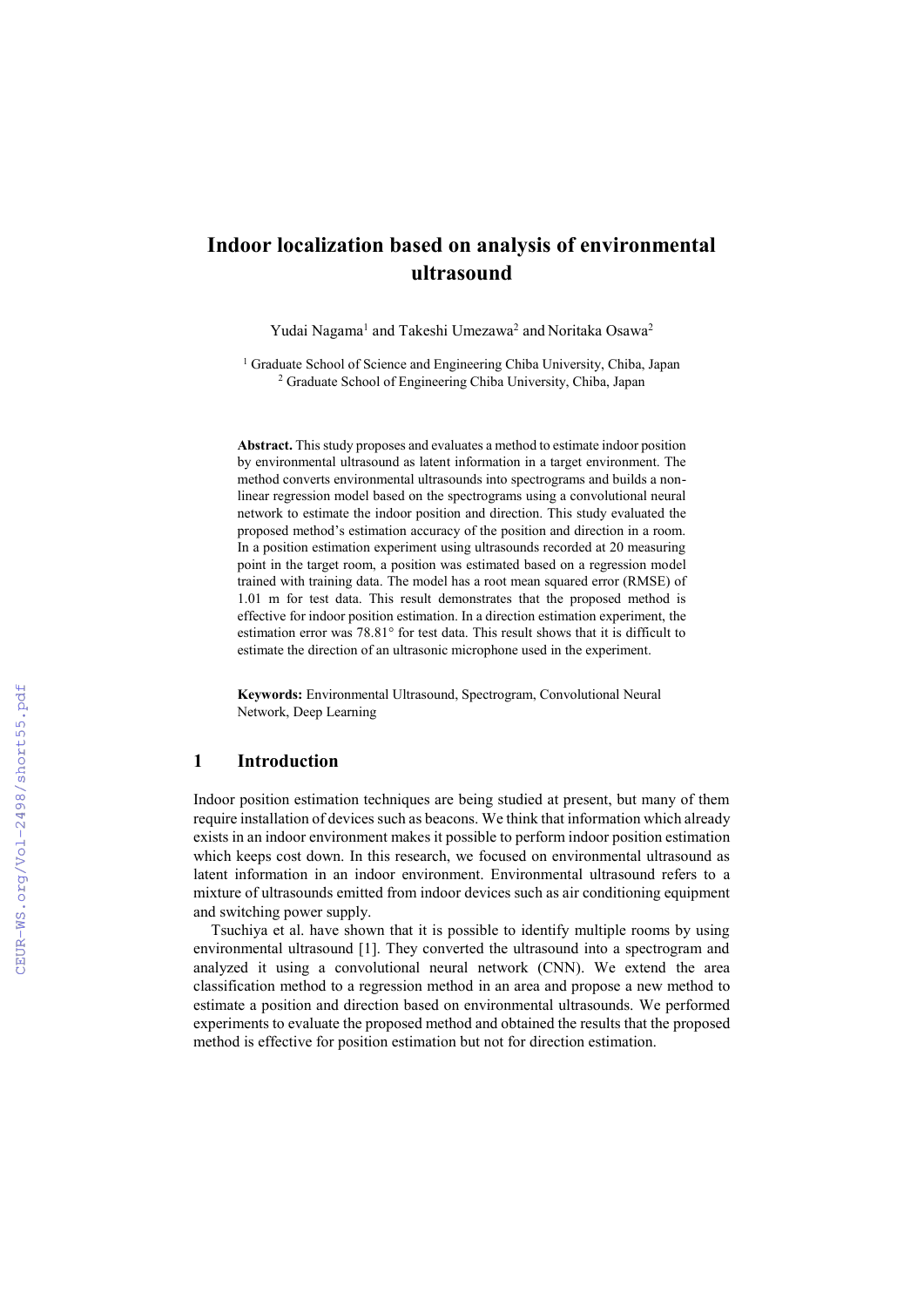# Indoor localization based on analysis of environmental ultrasound

Yudai Nagama[1] and Takeshi Umezawa[2] and Noritaka Osawa[2]

[1] Graduate School of Science and Engineering Chiba University, Chiba, Japan
[2] Graduate School of Engineering Chiba University, Chiba, Japan

**Abstract.** This study proposes and evaluates a method to estimate indoor position by environmental ultrasound as latent information in a target environment. The method converts environmental ultrasounds into spectrograms and builds a non-linear regression model based on the spectrograms using a convolutional neural network to estimate the indoor position and direction. This study evaluated the proposed method's estimation accuracy of the position and direction in a room. In a position estimation experiment using ultrasounds recorded at 20 measuring point in the target room, a position was estimated based on a regression model trained with training data. The model has a root mean squared error (RMSE) of 1.01 m for test data. This result demonstrates that the proposed method is effective for indoor position estimation. In a direction estimation experiment, the estimation error was 78.81° for test data. This result shows that it is difficult to estimate the direction of an ultrasonic microphone used in the experiment.

**Keywords:** Environmental Ultrasound, Spectrogram, Convolutional Neural Network, Deep Learning

## 1 Introduction

Indoor position estimation techniques are being studied at present, but many of them require installation of devices such as beacons. We think that information which already exists in an indoor environment makes it possible to perform indoor position estimation which keeps cost down. In this research, we focused on environmental ultrasound as latent information in an indoor environment. Environmental ultrasound refers to a mixture of ultrasounds emitted from indoor devices such as air conditioning equipment and switching power supply.

Tsuchiya et al. have shown that it is possible to identify multiple rooms by using environmental ultrasound [1]. They converted the ultrasound into a spectrogram and analyzed it using a convolutional neural network (CNN). We extend the area classification method to a regression method in an area and propose a new method to estimate a position and direction based on environmental ultrasounds. We performed experiments to evaluate the proposed method and obtained the results that the proposed method is effective for position estimation but not for direction estimation.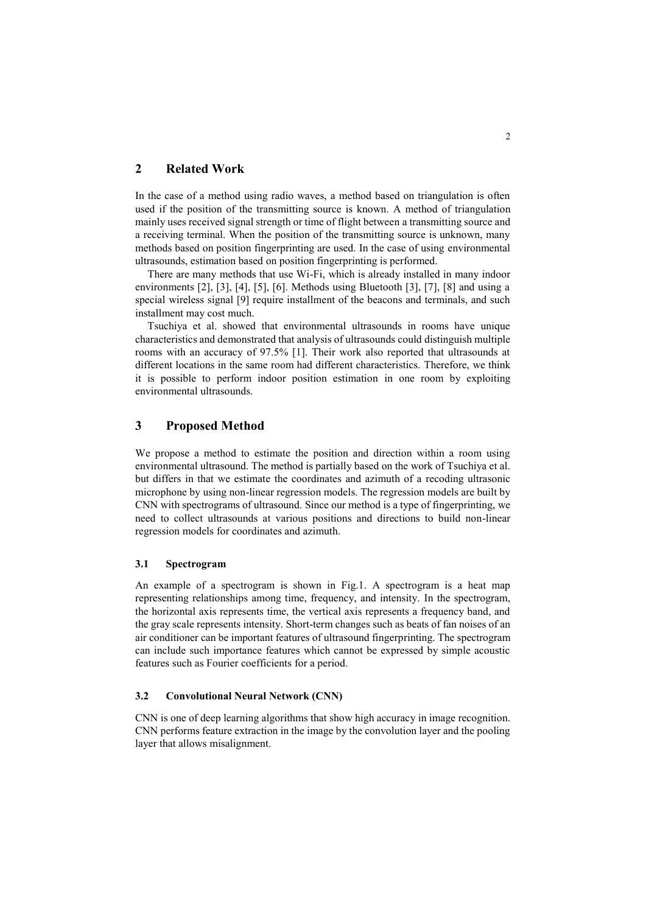## 2 Related Work

In the case of a method using radio waves, a method based on triangulation is often used if the position of the transmitting source is known. A method of triangulation mainly uses received signal strength or time of flight between a transmitting source and a receiving terminal. When the position of the transmitting source is unknown, many methods based on position fingerprinting are used. In the case of using environmental ultrasounds, estimation based on position fingerprinting is performed.

There are many methods that use Wi-Fi, which is already installed in many indoor environments [2], [3], [4], [5], [6]. Methods using Bluetooth [3], [7], [8] and using a special wireless signal [9] require installment of the beacons and terminals, and such installment may cost much.

Tsuchiya et al. showed that environmental ultrasounds in rooms have unique characteristics and demonstrated that analysis of ultrasounds could distinguish multiple rooms with an accuracy of 97.5% [1]. Their work also reported that ultrasounds at different locations in the same room had different characteristics. Therefore, we think it is possible to perform indoor position estimation in one room by exploiting environmental ultrasounds.

## 3 Proposed Method

We propose a method to estimate the position and direction within a room using environmental ultrasound. The method is partially based on the work of Tsuchiya et al. but differs in that we estimate the coordinates and azimuth of a recoding ultrasonic microphone by using non-linear regression models. The regression models are built by CNN with spectrograms of ultrasound. Since our method is a type of fingerprinting, we need to collect ultrasounds at various positions and directions to build non-linear regression models for coordinates and azimuth.

### 3.1 Spectrogram

An example of a spectrogram is shown in Fig.1. A spectrogram is a heat map representing relationships among time, frequency, and intensity. In the spectrogram, the horizontal axis represents time, the vertical axis represents a frequency band, and the gray scale represents intensity. Short-term changes such as beats of fan noises of an air conditioner can be important features of ultrasound fingerprinting. The spectrogram can include such importance features which cannot be expressed by simple acoustic features such as Fourier coefficients for a period.

### 3.2 Convolutional Neural Network (CNN)

CNN is one of deep learning algorithms that show high accuracy in image recognition. CNN performs feature extraction in the image by the convolution layer and the pooling layer that allows misalignment.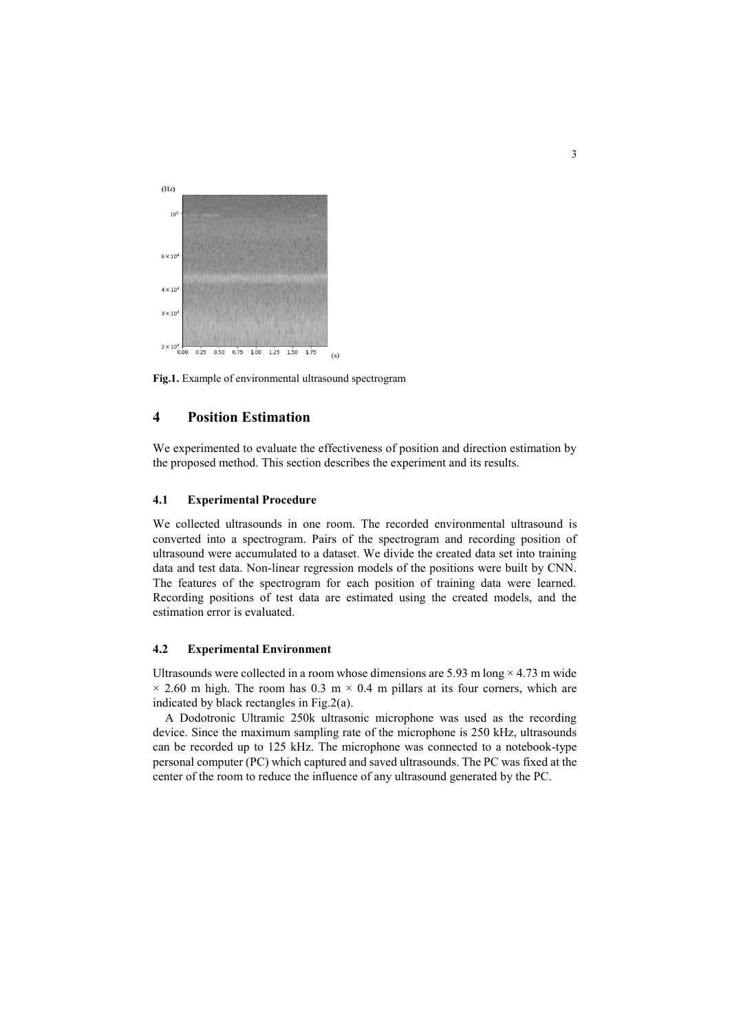**Fig.1.** Example of environmental ultrasound spectrogram

# 4 Position Estimation

We experimented to evaluate the effectiveness of position and direction estimation by the proposed method. This section describes the experiment and its results.

## 4.1 Experimental Procedure

We collected ultrasounds in one room. The recorded environmental ultrasound is converted into a spectrogram. Pairs of the spectrogram and recording position of ultrasound were accumulated to a dataset. We divide the created data set into training data and test data. Non-linear regression models of the positions were built by CNN. The features of the spectrogram for each position of training data were learned. Recording positions of test data are estimated using the created models, and the estimation error is evaluated.

## 4.2 Experimental Environment

Ultrasounds were collected in a room whose dimensions are 5.93 m long × 4.73 m wide × 2.60 m high. The room has 0.3 m × 0.4 m pillars at its four corners, which are indicated by black rectangles in Fig.2(a).

A Dodotronic Ultramic 250k ultrasonic microphone was used as the recording device. Since the maximum sampling rate of the microphone is 250 kHz, ultrasounds can be recorded up to 125 kHz. The microphone was connected to a notebook-type personal computer (PC) which captured and saved ultrasounds. The PC was fixed at the center of the room to reduce the influence of any ultrasound generated by the PC.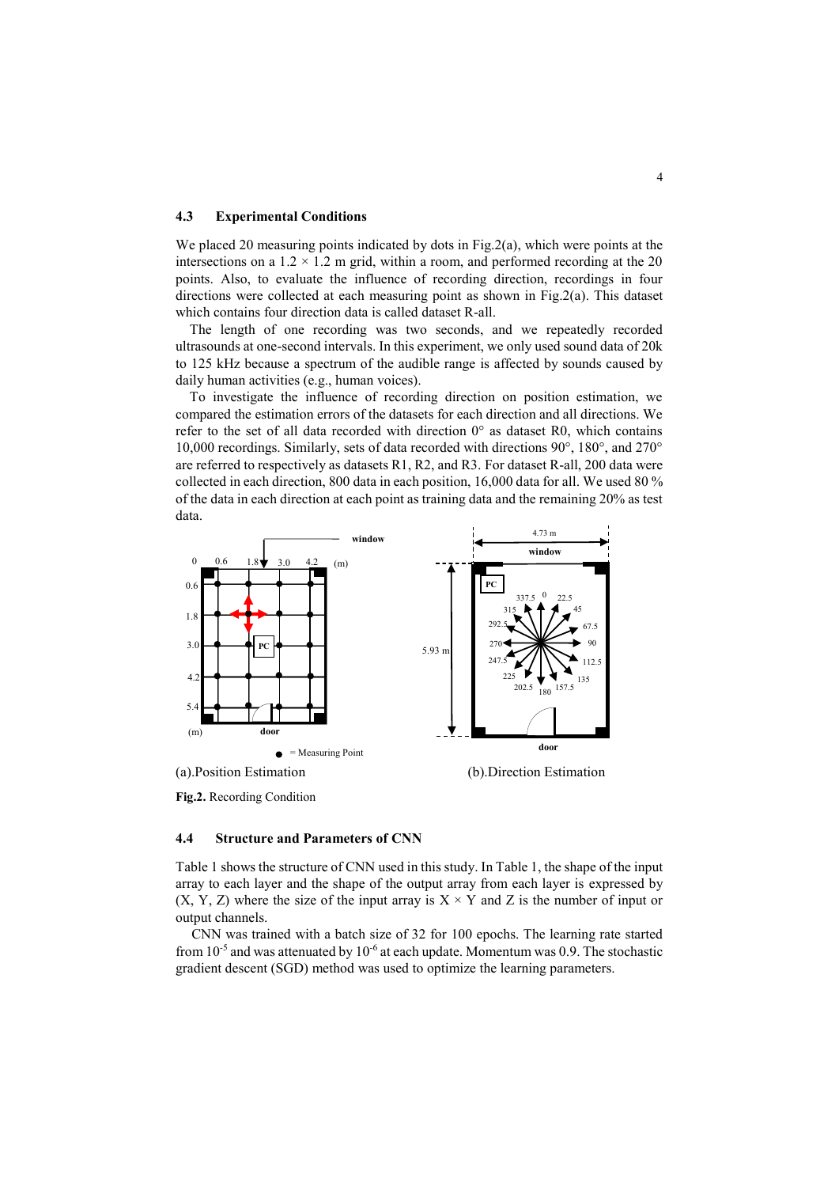### 4.3 Experimental Conditions

We placed 20 measuring points indicated by dots in Fig.2(a), which were points at the intersections on a 1.2 × 1.2 m grid, within a room, and performed recording at the 20 points. Also, to evaluate the influence of recording direction, recordings in four directions were collected at each measuring point as shown in Fig.2(a). This dataset which contains four direction data is called dataset R-all.

The length of one recording was two seconds, and we repeatedly recorded ultrasounds at one-second intervals. In this experiment, we only used sound data of 20k to 125 kHz because a spectrum of the audible range is affected by sounds caused by daily human activities (e.g., human voices).

To investigate the influence of recording direction on position estimation, we compared the estimation errors of the datasets for each direction and all directions. We refer to the set of all data recorded with direction 0° as dataset R0, which contains 10,000 recordings. Similarly, sets of data recorded with directions 90°, 180°, and 270° are referred to respectively as datasets R1, R2, and R3. For dataset R-all, 200 data were collected in each direction, 800 data in each position, 16,000 data for all. We used 80 % of the data in each direction at each point as training data and the remaining 20% as test data.

(a).Position Estimation (b).Direction Estimation

**Fig.2.** Recording Condition

### 4.4 Structure and Parameters of CNN

Table 1 shows the structure of CNN used in this study. In Table 1, the shape of the input array to each layer and the shape of the output array from each layer is expressed by (X, Y, Z) where the size of the input array is $X \times Y$ and Z is the number of input or output channels.

CNN was trained with a batch size of 32 for 100 epochs. The learning rate started from $10^{-5}$ and was attenuated by $10^{-6}$ at each update. Momentum was 0.9. The stochastic gradient descent (SGD) method was used to optimize the learning parameters.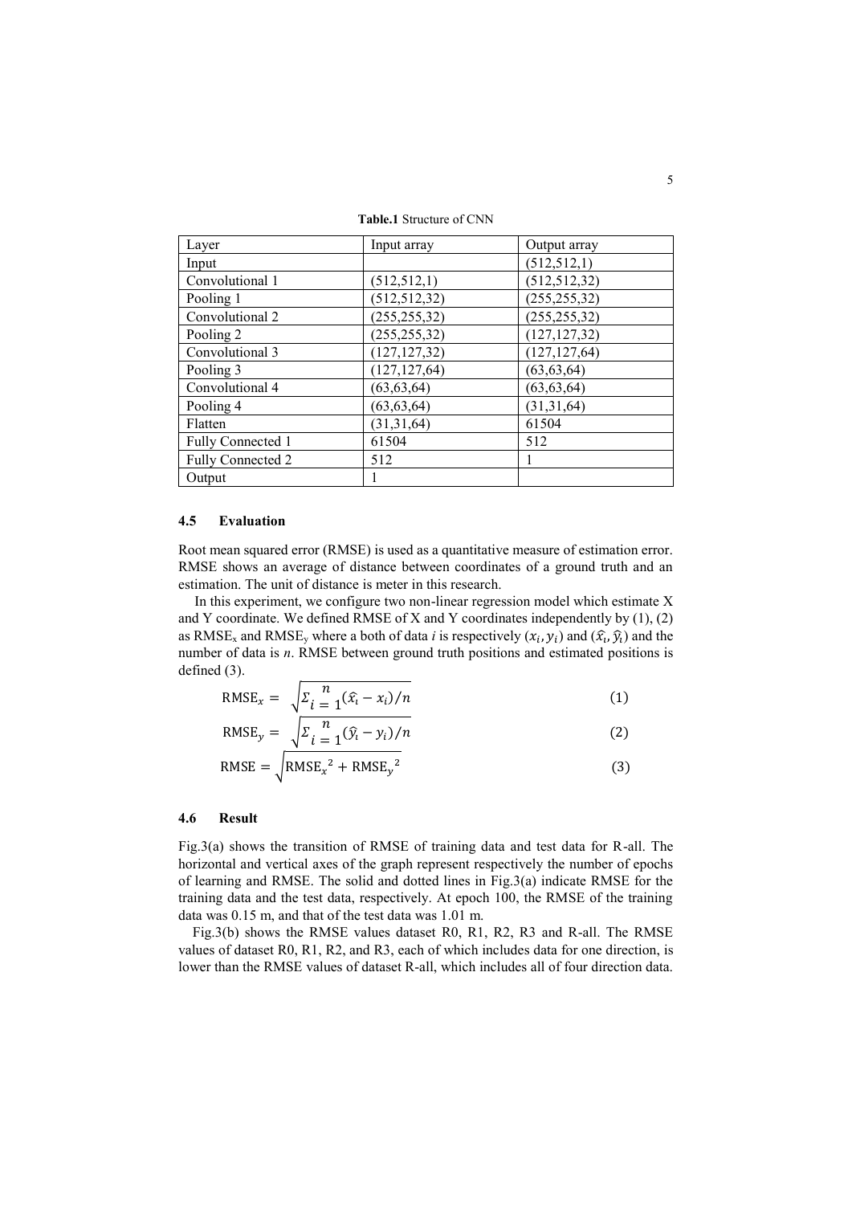**Table.1** Structure of CNN

| Layer | Input array | Output array |
|---|---|---|
| Input | | (512,512,1) |
| Convolutional 1 | (512,512,1) | (512,512,32) |
| Pooling 1 | (512,512,32) | (255,255,32) |
| Convolutional 2 | (255,255,32) | (255,255,32) |
| Pooling 2 | (255,255,32) | (127,127,32) |
| Convolutional 3 | (127,127,32) | (127,127,64) |
| Pooling 3 | (127,127,64) | (63,63,64) |
| Convolutional 4 | (63,63,64) | (63,63,64) |
| Pooling 4 | (63,63,64) | (31,31,64) |
| Flatten | (31,31,64) | 61504 |
| Fully Connected 1 | 61504 | 512 |
| Fully Connected 2 | 512 | 1 |
| Output | 1 | |

### 4.5 Evaluation

Root mean squared error (RMSE) is used as a quantitative measure of estimation error. RMSE shows an average of distance between coordinates of a ground truth and an estimation. The unit of distance is meter in this research.

In this experiment, we configure two non-linear regression model which estimate X and Y coordinate. We defined RMSE of X and Y coordinates independently by (1), (2) as $\text{RMSE}_x$ and $\text{RMSE}_y$ where a both of data *i* is respectively $(x_i, y_i)$ and $(\hat{x}_i, \hat{y}_i)$ and the number of data is *n*. RMSE between ground truth positions and estimated positions is defined (3).

$$\text{RMSE}_x = \sqrt{\Sigma_{i=1}^{n}(\hat{x}_i - x_i)/n} \tag{1}$$

$$\text{RMSE}_y = \sqrt{\Sigma_{i=1}^{n}(\hat{y}_i - y_i)/n} \tag{2}$$

$$\text{RMSE} = \sqrt{\text{RMSE}_x{}^2 + \text{RMSE}_y{}^2} \tag{3}$$

### 4.6 Result

Fig.3(a) shows the transition of RMSE of training data and test data for R-all. The horizontal and vertical axes of the graph represent respectively the number of epochs of learning and RMSE. The solid and dotted lines in Fig.3(a) indicate RMSE for the training data and the test data, respectively. At epoch 100, the RMSE of the training data was 0.15 m, and that of the test data was 1.01 m.

Fig.3(b) shows the RMSE values dataset R0, R1, R2, R3 and R-all. The RMSE values of dataset R0, R1, R2, and R3, each of which includes data for one direction, is lower than the RMSE values of dataset R-all, which includes all of four direction data.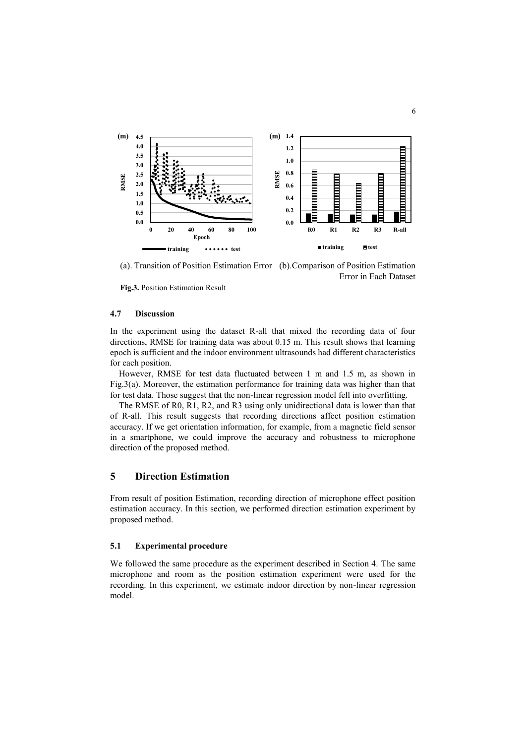(a). Transition of Position Estimation Error (b).Comparison of Position Estimation Error in Each Dataset

**Fig.3.** Position Estimation Result

### 4.7 Discussion

In the experiment using the dataset R-all that mixed the recording data of four directions, RMSE for training data was about 0.15 m. This result shows that learning epoch is sufficient and the indoor environment ultrasounds had different characteristics for each position.

However, RMSE for test data fluctuated between 1 m and 1.5 m, as shown in Fig.3(a). Moreover, the estimation performance for training data was higher than that for test data. Those suggest that the non-linear regression model fell into overfitting.

The RMSE of R0, R1, R2, and R3 using only unidirectional data is lower than that of R-all. This result suggests that recording directions affect position estimation accuracy. If we get orientation information, for example, from a magnetic field sensor in a smartphone, we could improve the accuracy and robustness to microphone direction of the proposed method.

## 5 Direction Estimation

From result of position Estimation, recording direction of microphone effect position estimation accuracy. In this section, we performed direction estimation experiment by proposed method.

### 5.1 Experimental procedure

We followed the same procedure as the experiment described in Section 4. The same microphone and room as the position estimation experiment were used for the recording. In this experiment, we estimate indoor direction by non-linear regression model.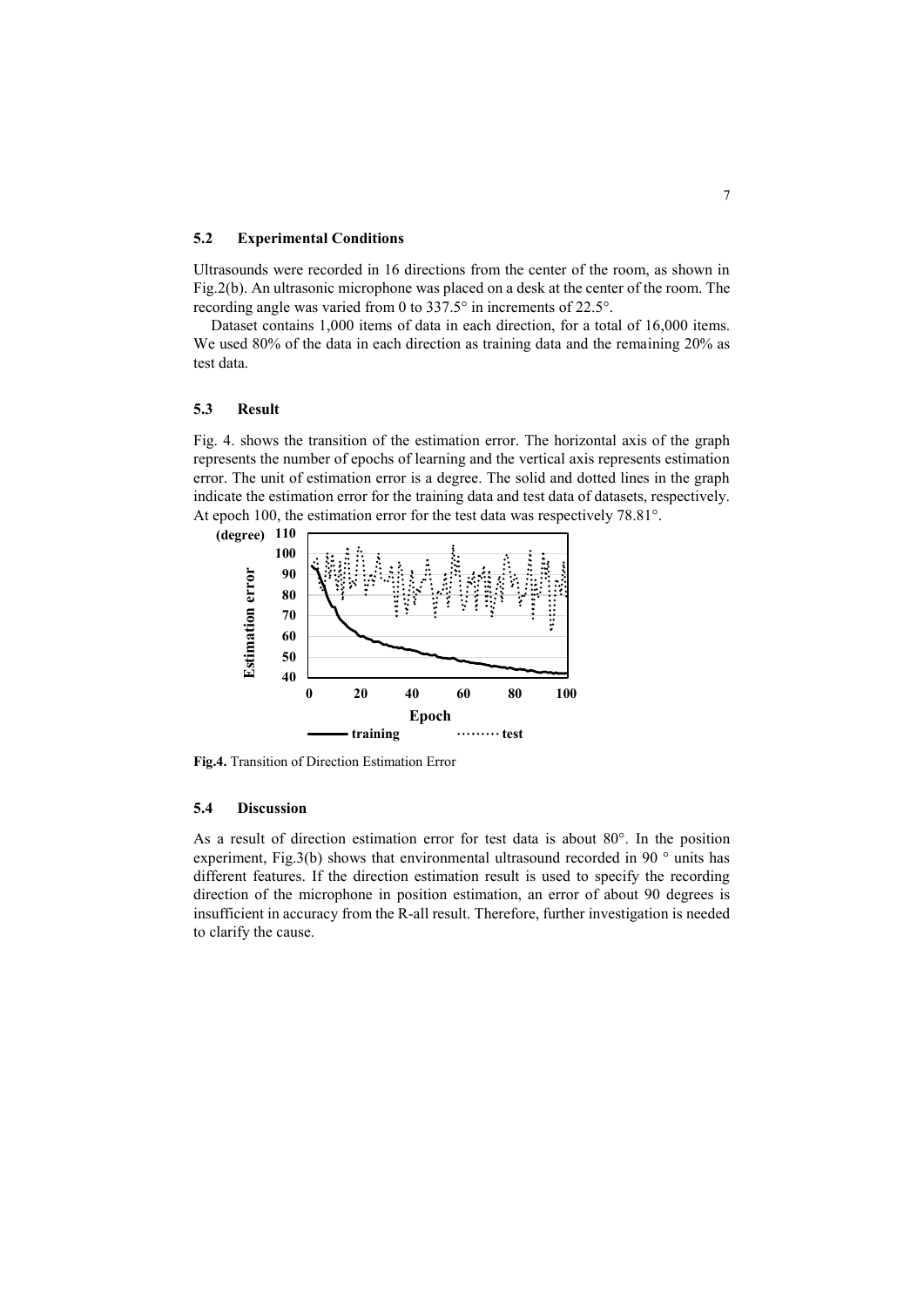### 5.2 Experimental Conditions

Ultrasounds were recorded in 16 directions from the center of the room, as shown in Fig.2(b). An ultrasonic microphone was placed on a desk at the center of the room. The recording angle was varied from 0 to 337.5° in increments of 22.5°.

Dataset contains 1,000 items of data in each direction, for a total of 16,000 items. We used 80% of the data in each direction as training data and the remaining 20% as test data.

### 5.3 Result

Fig. 4. shows the transition of the estimation error. The horizontal axis of the graph represents the number of epochs of learning and the vertical axis represents estimation error. The unit of estimation error is a degree. The solid and dotted lines in the graph indicate the estimation error for the training data and test data of datasets, respectively. At epoch 100, the estimation error for the test data was respectively 78.81°.

**Fig.4.** Transition of Direction Estimation Error

### 5.4 Discussion

As a result of direction estimation error for test data is about 80°. In the position experiment, Fig.3(b) shows that environmental ultrasound recorded in 90 ° units has different features. If the direction estimation result is used to specify the recording direction of the microphone in position estimation, an error of about 90 degrees is insufficient in accuracy from the R-all result. Therefore, further investigation is needed to clarify the cause.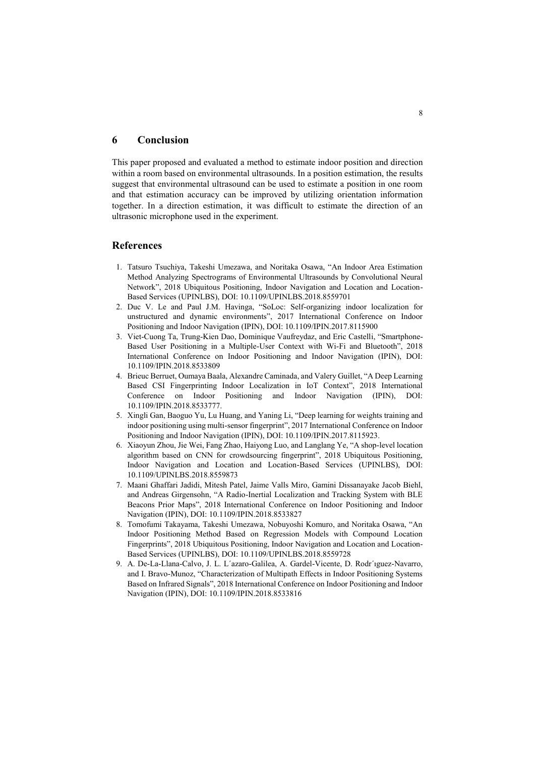## 6 Conclusion

This paper proposed and evaluated a method to estimate indoor position and direction within a room based on environmental ultrasounds. In a position estimation, the results suggest that environmental ultrasound can be used to estimate a position in one room and that estimation accuracy can be improved by utilizing orientation information together. In a direction estimation, it was difficult to estimate the direction of an ultrasonic microphone used in the experiment.

## References

1. Tatsuro Tsuchiya, Takeshi Umezawa, and Noritaka Osawa, "An Indoor Area Estimation Method Analyzing Spectrograms of Environmental Ultrasounds by Convolutional Neural Network", 2018 Ubiquitous Positioning, Indoor Navigation and Location and Location-Based Services (UPINLBS), DOI: 10.1109/UPINLBS.2018.8559701
2. Duc V. Le and Paul J.M. Havinga, "SoLoc: Self-organizing indoor localization for unstructured and dynamic environments", 2017 International Conference on Indoor Positioning and Indoor Navigation (IPIN), DOI: 10.1109/IPIN.2017.8115900
3. Viet-Cuong Ta, Trung-Kien Dao, Dominique Vaufreydaz, and Eric Castelli, "Smartphone-Based User Positioning in a Multiple-User Context with Wi-Fi and Bluetooth", 2018 International Conference on Indoor Positioning and Indoor Navigation (IPIN), DOI: 10.1109/IPIN.2018.8533809
4. Brieuc Berruet, Oumaya Baala, Alexandre Caminada, and Valery Guillet, "A Deep Learning Based CSI Fingerprinting Indoor Localization in IoT Context", 2018 International Conference on Indoor Positioning and Indoor Navigation (IPIN), DOI: 10.1109/IPIN.2018.8533777.
5. Xingli Gan, Baoguo Yu, Lu Huang, and Yaning Li, "Deep learning for weights training and indoor positioning using multi-sensor fingerprint", 2017 International Conference on Indoor Positioning and Indoor Navigation (IPIN), DOI: 10.1109/IPIN.2017.8115923.
6. Xiaoyun Zhou, Jie Wei, Fang Zhao, Haiyong Luo, and Langlang Ye, "A shop-level location algorithm based on CNN for crowdsourcing fingerprint", 2018 Ubiquitous Positioning, Indoor Navigation and Location and Location-Based Services (UPINLBS), DOI: 10.1109/UPINLBS.2018.8559873
7. Maani Ghaffari Jadidi, Mitesh Patel, Jaime Valls Miro, Gamini Dissanayake Jacob Biehl, and Andreas Girgensohn, "A Radio-Inertial Localization and Tracking System with BLE Beacons Prior Maps", 2018 International Conference on Indoor Positioning and Indoor Navigation (IPIN), DOI: 10.1109/IPIN.2018.8533827
8. Tomofumi Takayama, Takeshi Umezawa, Nobuyoshi Komuro, and Noritaka Osawa, "An Indoor Positioning Method Based on Regression Models with Compound Location Fingerprints", 2018 Ubiquitous Positioning, Indoor Navigation and Location and Location-Based Services (UPINLBS), DOI: 10.1109/UPINLBS.2018.8559728
9. A. De-La-Llana-Calvo, J. L. L´azaro-Galilea, A. Gardel-Vicente, D. Rodr´ıguez-Navarro, and I. Bravo-Munoz, "Characterization of Multipath Effects in Indoor Positioning Systems Based on Infrared Signals", 2018 International Conference on Indoor Positioning and Indoor Navigation (IPIN), DOI: 10.1109/IPIN.2018.8533816